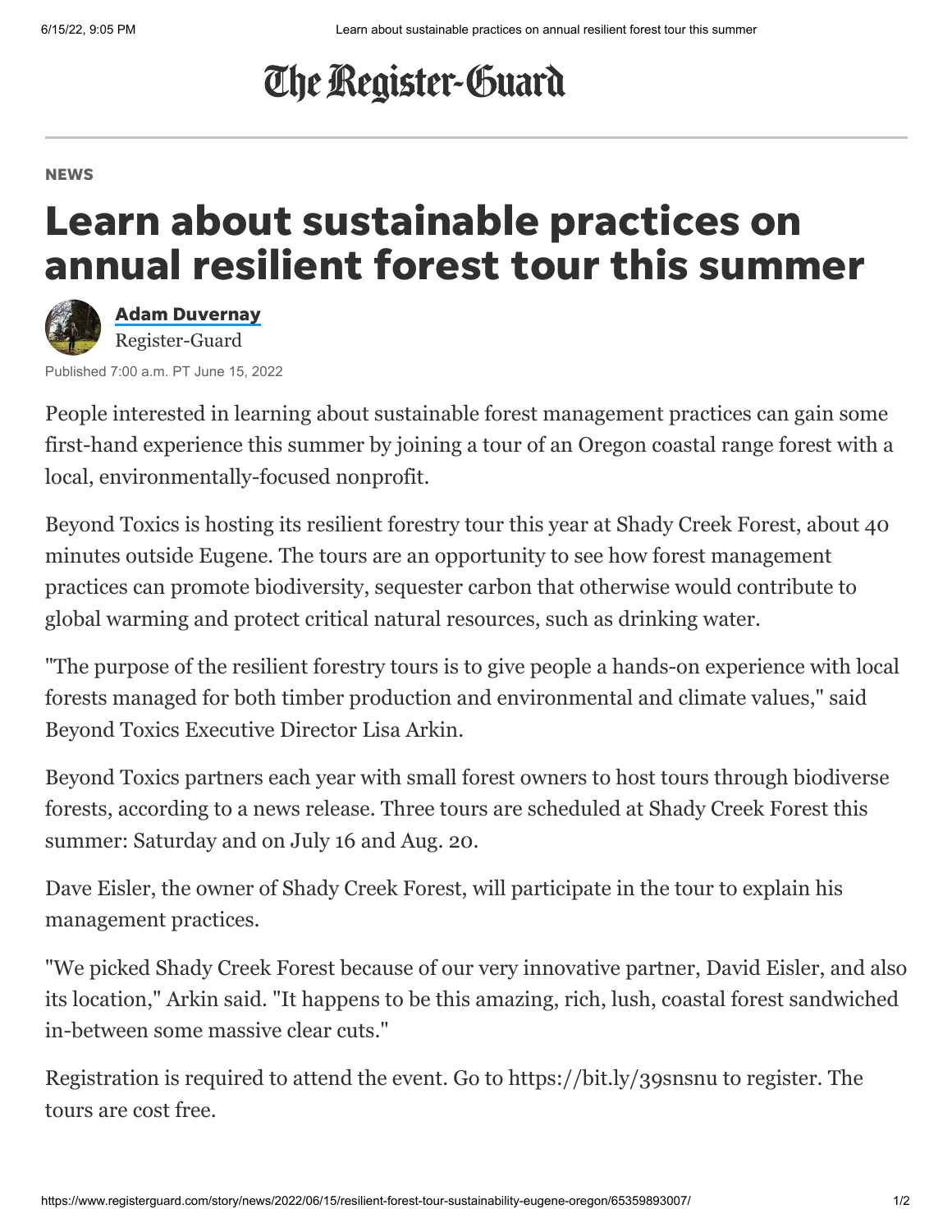The Register-Guard

NEWS

# Learn about sustainable practices on annual resilient forest tour this summer

**Adam Duvernay**
Register-Guard

Published 7:00 a.m. PT June 15, 2022

People interested in learning about sustainable forest management practices can gain some first-hand experience this summer by joining a tour of an Oregon coastal range forest with a local, environmentally-focused nonprofit.

Beyond Toxics is hosting its resilient forestry tour this year at Shady Creek Forest, about 40 minutes outside Eugene. The tours are an opportunity to see how forest management practices can promote biodiversity, sequester carbon that otherwise would contribute to global warming and protect critical natural resources, such as drinking water.

"The purpose of the resilient forestry tours is to give people a hands-on experience with local forests managed for both timber production and environmental and climate values," said Beyond Toxics Executive Director Lisa Arkin.

Beyond Toxics partners each year with small forest owners to host tours through biodiverse forests, according to a news release. Three tours are scheduled at Shady Creek Forest this summer: Saturday and on July 16 and Aug. 20.

Dave Eisler, the owner of Shady Creek Forest, will participate in the tour to explain his management practices.

"We picked Shady Creek Forest because of our very innovative partner, David Eisler, and also its location," Arkin said. "It happens to be this amazing, rich, lush, coastal forest sandwiched in-between some massive clear cuts."

Registration is required to attend the event. Go to https://bit.ly/39snsnu to register. The tours are cost free.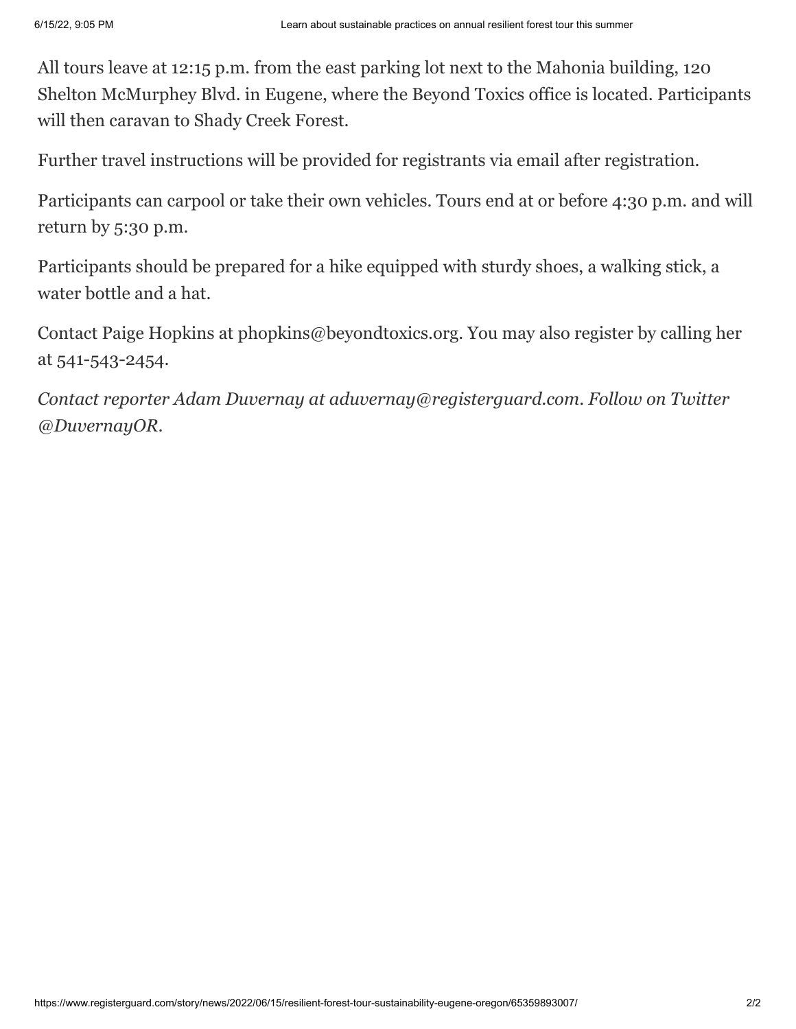All tours leave at 12:15 p.m. from the east parking lot next to the Mahonia building, 120 Shelton McMurphey Blvd. in Eugene, where the Beyond Toxics office is located. Participants will then caravan to Shady Creek Forest.

Further travel instructions will be provided for registrants via email after registration.

Participants can carpool or take their own vehicles. Tours end at or before 4:30 p.m. and will return by 5:30 p.m.

Participants should be prepared for a hike equipped with sturdy shoes, a walking stick, a water bottle and a hat.

Contact Paige Hopkins at phopkins@beyondtoxics.org. You may also register by calling her at 541-543-2454.

*Contact reporter Adam Duvernay at aduvernay@registerguard.com. Follow on Twitter @DuvernayOR.*